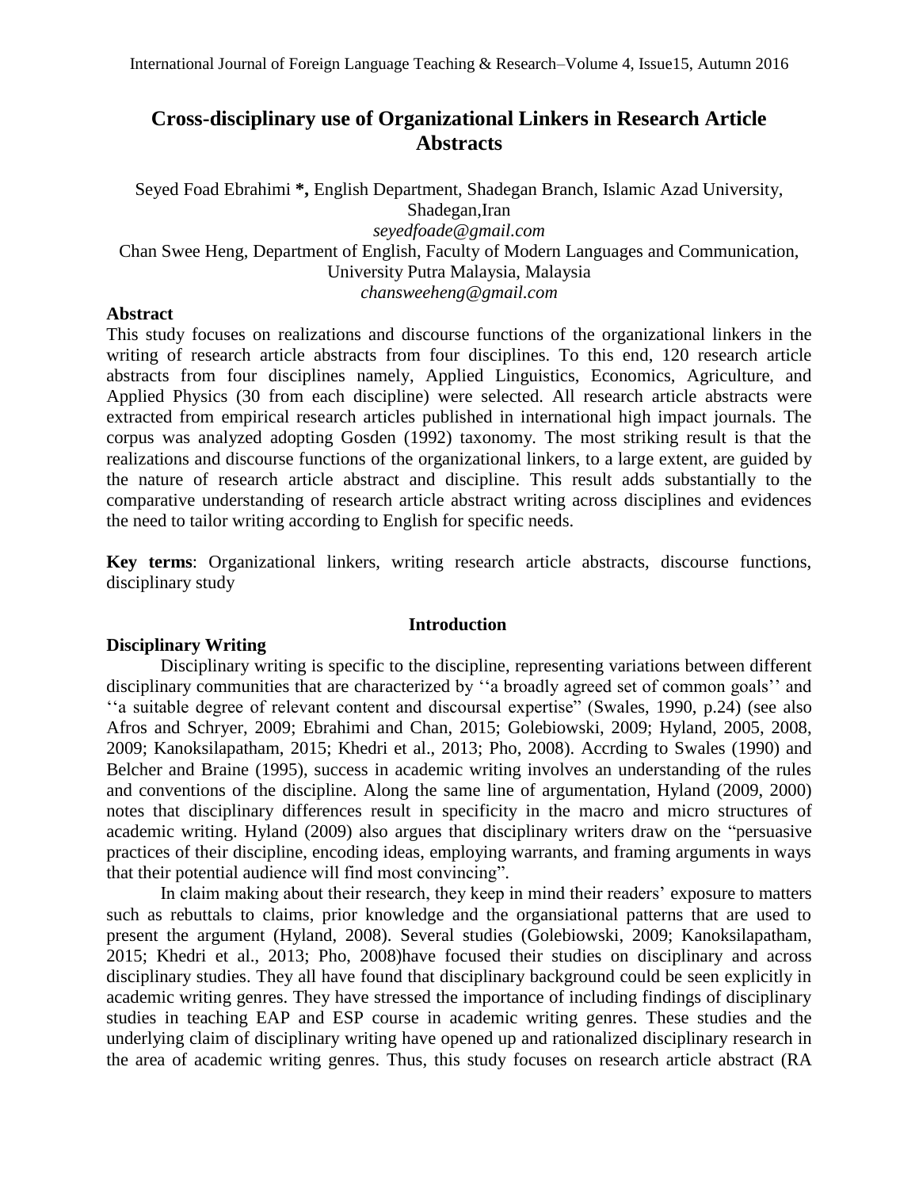# Cross-disciplinary use of Organizational Linkers in Research Article Abstracts

Seyed Foad Ebrahimi **\***, English Department, Shadegan Branch, Islamic Azad University, Shadegan,Iran
*seyedfoade@gmail.com*
Chan Swee Heng, Department of English, Faculty of Modern Languages and Communication, University Putra Malaysia, Malaysia
*chansweeheng@gmail.com*

## Abstract

This study focuses on realizations and discourse functions of the organizational linkers in the writing of research article abstracts from four disciplines. To this end, 120 research article abstracts from four disciplines namely, Applied Linguistics, Economics, Agriculture, and Applied Physics (30 from each discipline) were selected. All research article abstracts were extracted from empirical research articles published in international high impact journals. The corpus was analyzed adopting Gosden (1992) taxonomy. The most striking result is that the realizations and discourse functions of the organizational linkers, to a large extent, are guided by the nature of research article abstract and discipline. This result adds substantially to the comparative understanding of research article abstract writing across disciplines and evidences the need to tailor writing according to English for specific needs.

**Key terms**: Organizational linkers, writing research article abstracts, discourse functions, disciplinary study

## Introduction

### Disciplinary Writing

Disciplinary writing is specific to the discipline, representing variations between different disciplinary communities that are characterized by ''a broadly agreed set of common goals'' and ''a suitable degree of relevant content and discoursal expertise" (Swales, 1990, p.24) (see also Afros and Schryer, 2009; Ebrahimi and Chan, 2015; Golebiowski, 2009; Hyland, 2005, 2008, 2009; Kanoksilapatham, 2015; Khedri et al., 2013; Pho, 2008). Accrding to Swales (1990) and Belcher and Braine (1995), success in academic writing involves an understanding of the rules and conventions of the discipline. Along the same line of argumentation, Hyland (2009, 2000) notes that disciplinary differences result in specificity in the macro and micro structures of academic writing. Hyland (2009) also argues that disciplinary writers draw on the "persuasive practices of their discipline, encoding ideas, employing warrants, and framing arguments in ways that their potential audience will find most convincing".

In claim making about their research, they keep in mind their readers' exposure to matters such as rebuttals to claims, prior knowledge and the organsiational patterns that are used to present the argument (Hyland, 2008). Several studies (Golebiowski, 2009; Kanoksilapatham, 2015; Khedri et al., 2013; Pho, 2008)have focused their studies on disciplinary and across disciplinary studies. They all have found that disciplinary background could be seen explicitly in academic writing genres. They have stressed the importance of including findings of disciplinary studies in teaching EAP and ESP course in academic writing genres. These studies and the underlying claim of disciplinary writing have opened up and rationalized disciplinary research in the area of academic writing genres. Thus, this study focuses on research article abstract (RA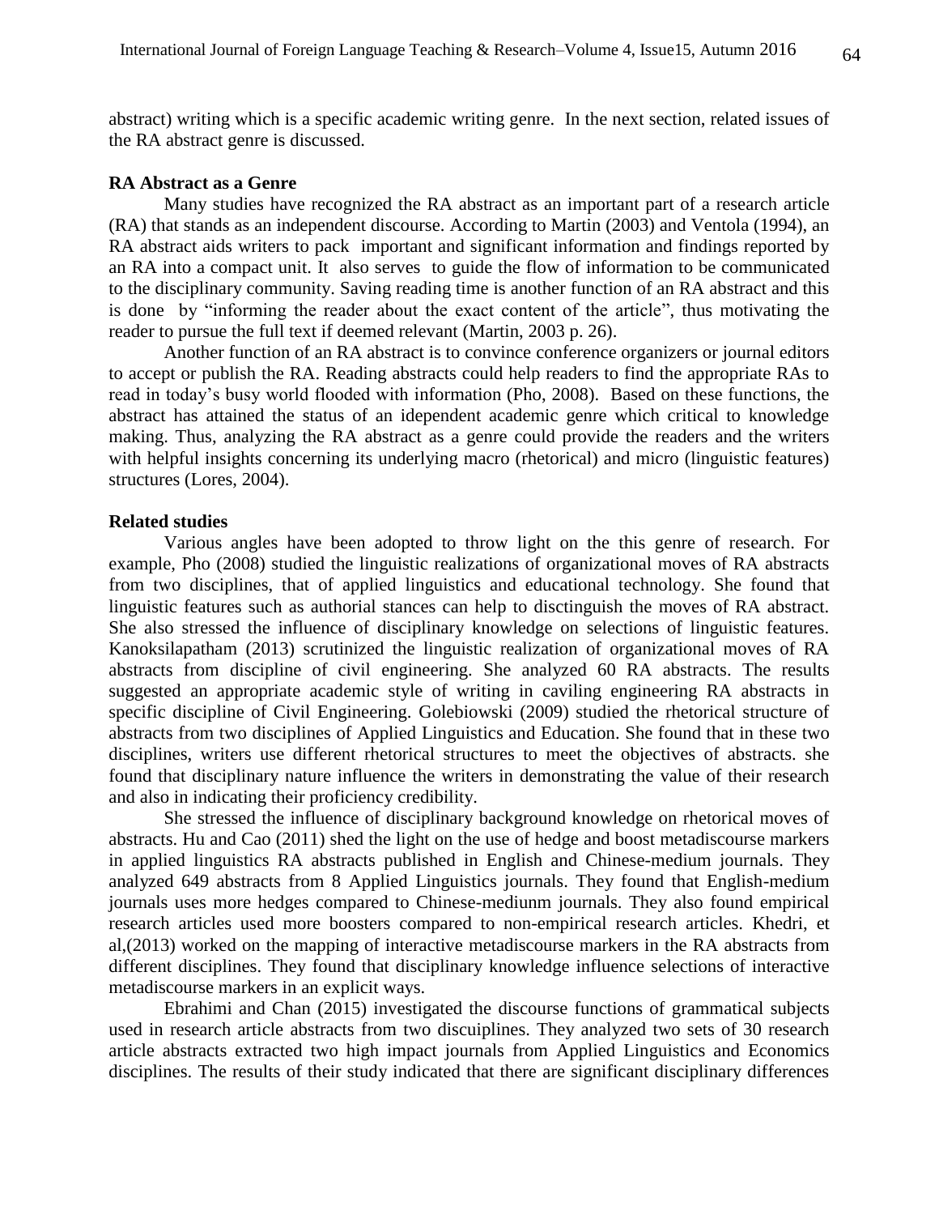abstract) writing which is a specific academic writing genre. In the next section, related issues of the RA abstract genre is discussed.

### RA Abstract as a Genre

Many studies have recognized the RA abstract as an important part of a research article (RA) that stands as an independent discourse. According to Martin (2003) and Ventola (1994), an RA abstract aids writers to pack important and significant information and findings reported by an RA into a compact unit. It also serves to guide the flow of information to be communicated to the disciplinary community. Saving reading time is another function of an RA abstract and this is done by "informing the reader about the exact content of the article", thus motivating the reader to pursue the full text if deemed relevant (Martin, 2003 p. 26).

Another function of an RA abstract is to convince conference organizers or journal editors to accept or publish the RA. Reading abstracts could help readers to find the appropriate RAs to read in today's busy world flooded with information (Pho, 2008). Based on these functions, the abstract has attained the status of an idependent academic genre which critical to knowledge making. Thus, analyzing the RA abstract as a genre could provide the readers and the writers with helpful insights concerning its underlying macro (rhetorical) and micro (linguistic features) structures (Lores, 2004).

### Related studies

Various angles have been adopted to throw light on the this genre of research. For example, Pho (2008) studied the linguistic realizations of organizational moves of RA abstracts from two disciplines, that of applied linguistics and educational technology. She found that linguistic features such as authorial stances can help to disctinguish the moves of RA abstract. She also stressed the influence of disciplinary knowledge on selections of linguistic features. Kanoksilapatham (2013) scrutinized the linguistic realization of organizational moves of RA abstracts from discipline of civil engineering. She analyzed 60 RA abstracts. The results suggested an appropriate academic style of writing in caviling engineering RA abstracts in specific discipline of Civil Engineering. Golebiowski (2009) studied the rhetorical structure of abstracts from two disciplines of Applied Linguistics and Education. She found that in these two disciplines, writers use different rhetorical structures to meet the objectives of abstracts. she found that disciplinary nature influence the writers in demonstrating the value of their research and also in indicating their proficiency credibility.

She stressed the influence of disciplinary background knowledge on rhetorical moves of abstracts. Hu and Cao (2011) shed the light on the use of hedge and boost metadiscourse markers in applied linguistics RA abstracts published in English and Chinese-medium journals. They analyzed 649 abstracts from 8 Applied Linguistics journals. They found that English-medium journals uses more hedges compared to Chinese-mediunm journals. They also found empirical research articles used more boosters compared to non-empirical research articles. Khedri, et al,(2013) worked on the mapping of interactive metadiscourse markers in the RA abstracts from different disciplines. They found that disciplinary knowledge influence selections of interactive metadiscourse markers in an explicit ways.

Ebrahimi and Chan (2015) investigated the discourse functions of grammatical subjects used in research article abstracts from two discuiplines. They analyzed two sets of 30 research article abstracts extracted two high impact journals from Applied Linguistics and Economics disciplines. The results of their study indicated that there are significant disciplinary differences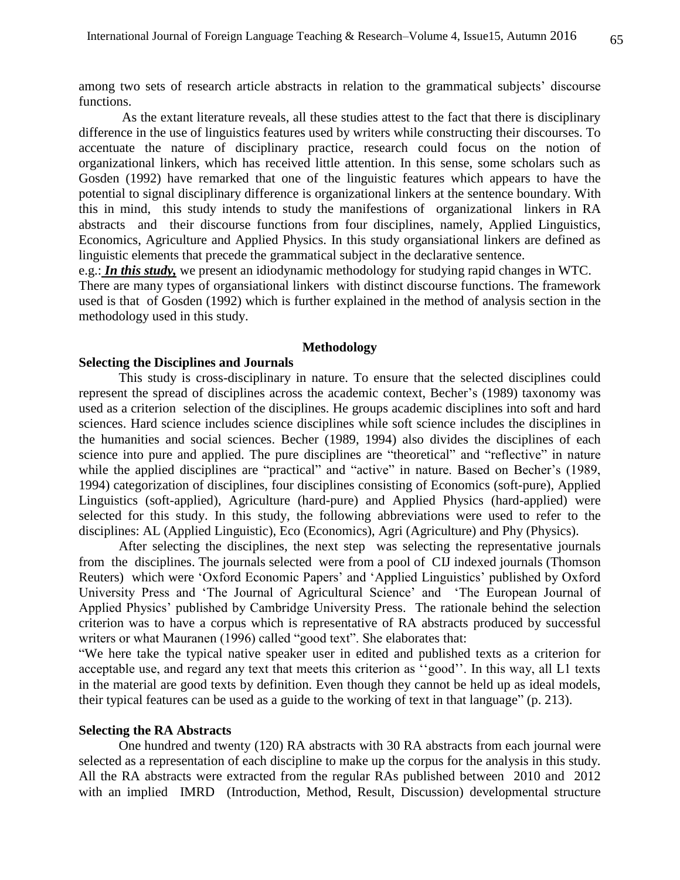among two sets of research article abstracts in relation to the grammatical subjects' discourse functions.

As the extant literature reveals, all these studies attest to the fact that there is disciplinary difference in the use of linguistics features used by writers while constructing their discourses. To accentuate the nature of disciplinary practice, research could focus on the notion of organizational linkers, which has received little attention. In this sense, some scholars such as Gosden (1992) have remarked that one of the linguistic features which appears to have the potential to signal disciplinary difference is organizational linkers at the sentence boundary. With this in mind, this study intends to study the manifestions of organizational linkers in RA abstracts and their discourse functions from four disciplines, namely, Applied Linguistics, Economics, Agriculture and Applied Physics. In this study organsiational linkers are defined as linguistic elements that precede the grammatical subject in the declarative sentence.

e.g.: ***In this study,*** we present an idiodynamic methodology for studying rapid changes in WTC.
There are many types of organsiational linkers with distinct discourse functions. The framework used is that of Gosden (1992) which is further explained in the method of analysis section in the methodology used in this study.

## Methodology

### Selecting the Disciplines and Journals

This study is cross-disciplinary in nature. To ensure that the selected disciplines could represent the spread of disciplines across the academic context, Becher's (1989) taxonomy was used as a criterion selection of the disciplines. He groups academic disciplines into soft and hard sciences. Hard science includes science disciplines while soft science includes the disciplines in the humanities and social sciences. Becher (1989, 1994) also divides the disciplines of each science into pure and applied. The pure disciplines are "theoretical" and "reflective" in nature while the applied disciplines are "practical" and "active" in nature. Based on Becher's (1989, 1994) categorization of disciplines, four disciplines consisting of Economics (soft-pure), Applied Linguistics (soft-applied), Agriculture (hard-pure) and Applied Physics (hard-applied) were selected for this study. In this study, the following abbreviations were used to refer to the disciplines: AL (Applied Linguistic), Eco (Economics), Agri (Agriculture) and Phy (Physics).

After selecting the disciplines, the next step was selecting the representative journals from the disciplines. The journals selected were from a pool of CIJ indexed journals (Thomson Reuters) which were 'Oxford Economic Papers' and 'Applied Linguistics' published by Oxford University Press and 'The Journal of Agricultural Science' and 'The European Journal of Applied Physics' published by Cambridge University Press. The rationale behind the selection criterion was to have a corpus which is representative of RA abstracts produced by successful writers or what Mauranen (1996) called "good text". She elaborates that:

"We here take the typical native speaker user in edited and published texts as a criterion for acceptable use, and regard any text that meets this criterion as ''good''. In this way, all L1 texts in the material are good texts by definition. Even though they cannot be held up as ideal models, their typical features can be used as a guide to the working of text in that language" (p. 213).

### Selecting the RA Abstracts

One hundred and twenty (120) RA abstracts with 30 RA abstracts from each journal were selected as a representation of each discipline to make up the corpus for the analysis in this study. All the RA abstracts were extracted from the regular RAs published between 2010 and 2012 with an implied IMRD (Introduction, Method, Result, Discussion) developmental structure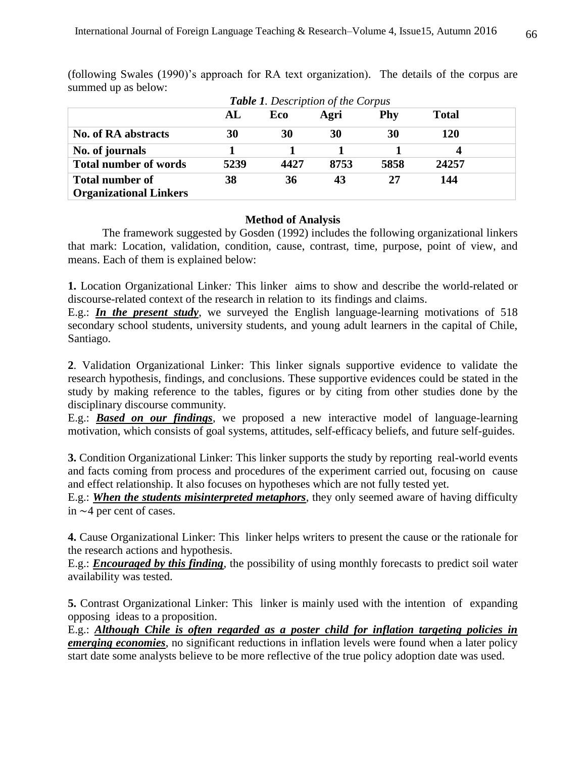(following Swales (1990)'s approach for RA text organization). The details of the corpus are summed up as below:

***Table 1**. Description of the Corpus*

| | AL | Eco | Agri | Phy | Total |
|---|---|---|---|---|---|
| **No. of RA abstracts** | **30** | **30** | **30** | **30** | **120** |
| **No. of journals** | **1** | **1** | **1** | **1** | **4** |
| **Total number of words** | **5239** | **4427** | **8753** | **5858** | **24257** |
| **Total number of Organizational Linkers** | **38** | **36** | **43** | **27** | **144** |

### Method of Analysis

The framework suggested by Gosden (1992) includes the following organizational linkers that mark: Location, validation, condition, cause, contrast, time, purpose, point of view, and means. Each of them is explained below:

**1.** Location Organizational Linker*:* This linker aims to show and describe the world-related or discourse-related context of the research in relation to its findings and claims.
E.g.: ***<u>In the present study</u>***, we surveyed the English language-learning motivations of 518 secondary school students, university students, and young adult learners in the capital of Chile, Santiago.

**2**. Validation Organizational Linker: This linker signals supportive evidence to validate the research hypothesis, findings, and conclusions. These supportive evidences could be stated in the study by making reference to the tables, figures or by citing from other studies done by the disciplinary discourse community.
E.g.: ***<u>Based on our findings</u>***, we proposed a new interactive model of language-learning motivation, which consists of goal systems, attitudes, self-efficacy beliefs, and future self-guides.

**3.** Condition Organizational Linker: This linker supports the study by reporting real-world events and facts coming from process and procedures of the experiment carried out, focusing on cause and effect relationship. It also focuses on hypotheses which are not fully tested yet.
E.g.: ***<u>When the students misinterpreted metaphors</u>***, they only seemed aware of having difficulty in ∼4 per cent of cases.

**4.** Cause Organizational Linker: This linker helps writers to present the cause or the rationale for the research actions and hypothesis.
E.g.: ***<u>Encouraged by this finding</u>***, the possibility of using monthly forecasts to predict soil water availability was tested.

**5.** Contrast Organizational Linker: This linker is mainly used with the intention of expanding opposing ideas to a proposition.
E.g.: ***<u>Although Chile is often regarded as a poster child for inflation targeting policies in emerging economies</u>***, no significant reductions in inflation levels were found when a later policy start date some analysts believe to be more reflective of the true policy adoption date was used.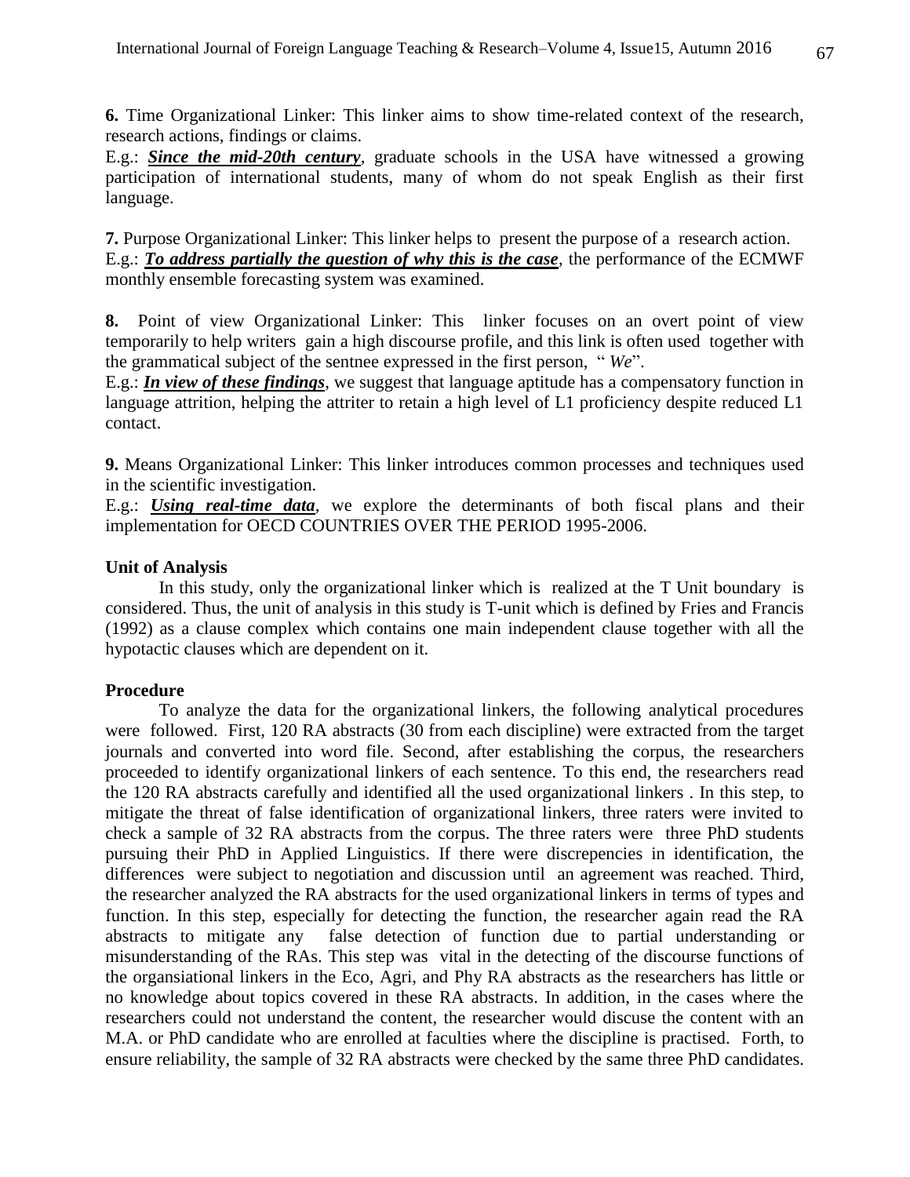**6.** Time Organizational Linker: This linker aims to show time-related context of the research, research actions, findings or claims.

E.g.: ***Since the mid-20th century***, graduate schools in the USA have witnessed a growing participation of international students, many of whom do not speak English as their first language.

**7.** Purpose Organizational Linker: This linker helps to present the purpose of a research action.

E.g.: ***To address partially the question of why this is the case***, the performance of the ECMWF monthly ensemble forecasting system was examined.

**8.** Point of view Organizational Linker: This linker focuses on an overt point of view temporarily to help writers gain a high discourse profile, and this link is often used together with the grammatical subject of the sentnee expressed in the first person, " *We*".

E.g.: ***In view of these findings***, we suggest that language aptitude has a compensatory function in language attrition, helping the attriter to retain a high level of L1 proficiency despite reduced L1 contact.

**9.** Means Organizational Linker: This linker introduces common processes and techniques used in the scientific investigation.

E.g.: ***Using real-time data***, we explore the determinants of both fiscal plans and their implementation for OECD COUNTRIES OVER THE PERIOD 1995-2006.

**Unit of Analysis**

In this study, only the organizational linker which is realized at the T Unit boundary is considered. Thus, the unit of analysis in this study is T-unit which is defined by Fries and Francis (1992) as a clause complex which contains one main independent clause together with all the hypotactic clauses which are dependent on it.

**Procedure**

To analyze the data for the organizational linkers, the following analytical procedures were followed. First, 120 RA abstracts (30 from each discipline) were extracted from the target journals and converted into word file. Second, after establishing the corpus, the researchers proceeded to identify organizational linkers of each sentence. To this end, the researchers read the 120 RA abstracts carefully and identified all the used organizational linkers . In this step, to mitigate the threat of false identification of organizational linkers, three raters were invited to check a sample of 32 RA abstracts from the corpus. The three raters were three PhD students pursuing their PhD in Applied Linguistics. If there were discrepencies in identification, the differences were subject to negotiation and discussion until an agreement was reached. Third, the researcher analyzed the RA abstracts for the used organizational linkers in terms of types and function. In this step, especially for detecting the function, the researcher again read the RA abstracts to mitigate any false detection of function due to partial understanding or misunderstanding of the RAs. This step was vital in the detecting of the discourse functions of the organsiational linkers in the Eco, Agri, and Phy RA abstracts as the researchers has little or no knowledge about topics covered in these RA abstracts. In addition, in the cases where the researchers could not understand the content, the researcher would discuse the content with an M.A. or PhD candidate who are enrolled at faculties where the discipline is practised. Forth, to ensure reliability, the sample of 32 RA abstracts were checked by the same three PhD candidates.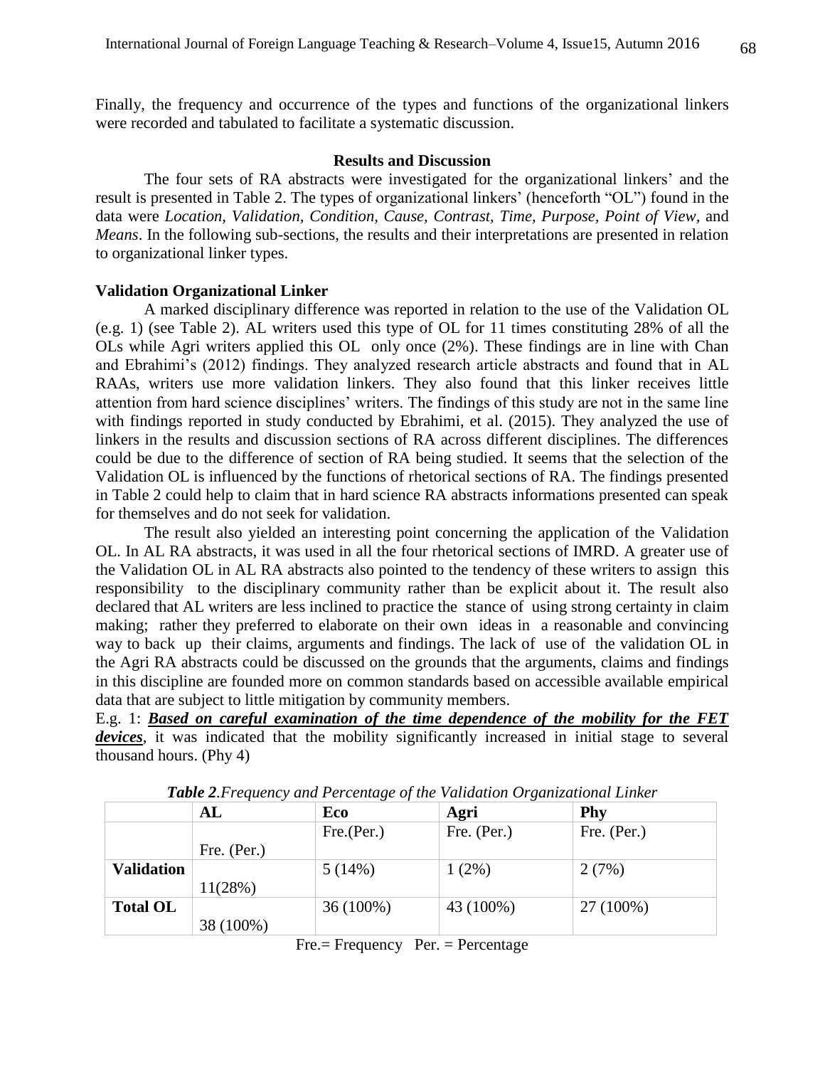Finally, the frequency and occurrence of the types and functions of the organizational linkers were recorded and tabulated to facilitate a systematic discussion.

## Results and Discussion

The four sets of RA abstracts were investigated for the organizational linkers' and the result is presented in Table 2. The types of organizational linkers' (henceforth "OL") found in the data were *Location, Validation, Condition, Cause, Contrast, Time, Purpose, Point of View*, and *Means*. In the following sub-sections, the results and their interpretations are presented in relation to organizational linker types.

### Validation Organizational Linker

A marked disciplinary difference was reported in relation to the use of the Validation OL (e.g. 1) (see Table 2). AL writers used this type of OL for 11 times constituting 28% of all the OLs while Agri writers applied this OL only once (2%). These findings are in line with Chan and Ebrahimi's (2012) findings. They analyzed research article abstracts and found that in AL RAAs, writers use more validation linkers. They also found that this linker receives little attention from hard science disciplines' writers. The findings of this study are not in the same line with findings reported in study conducted by Ebrahimi, et al. (2015). They analyzed the use of linkers in the results and discussion sections of RA across different disciplines. The differences could be due to the difference of section of RA being studied. It seems that the selection of the Validation OL is influenced by the functions of rhetorical sections of RA. The findings presented in Table 2 could help to claim that in hard science RA abstracts informations presented can speak for themselves and do not seek for validation.

The result also yielded an interesting point concerning the application of the Validation OL. In AL RA abstracts, it was used in all the four rhetorical sections of IMRD. A greater use of the Validation OL in AL RA abstracts also pointed to the tendency of these writers to assign this responsibility to the disciplinary community rather than be explicit about it. The result also declared that AL writers are less inclined to practice the stance of using strong certainty in claim making; rather they preferred to elaborate on their own ideas in a reasonable and convincing way to back up their claims, arguments and findings. The lack of use of the validation OL in the Agri RA abstracts could be discussed on the grounds that the arguments, claims and findings in this discipline are founded more on common standards based on accessible available empirical data that are subject to little mitigation by community members.

E.g. 1: ***Based on careful examination of the time dependence of the mobility for the FET devices***, it was indicated that the mobility significantly increased in initial stage to several thousand hours. (Phy 4)

***Table 2****.Frequency and Percentage of the Validation Organizational Linker*

| | AL | Eco | Agri | Phy |
|---|---|---|---|---|
| | Fre. (Per.) | Fre.(Per.) | Fre. (Per.) | Fre. (Per.) |
| **Validation** | 11(28%) | 5 (14%) | 1 (2%) | 2 (7%) |
| **Total OL** | 38 (100%) | 36 (100%) | 43 (100%) | 27 (100%) |

Fre.= Frequency Per. = Percentage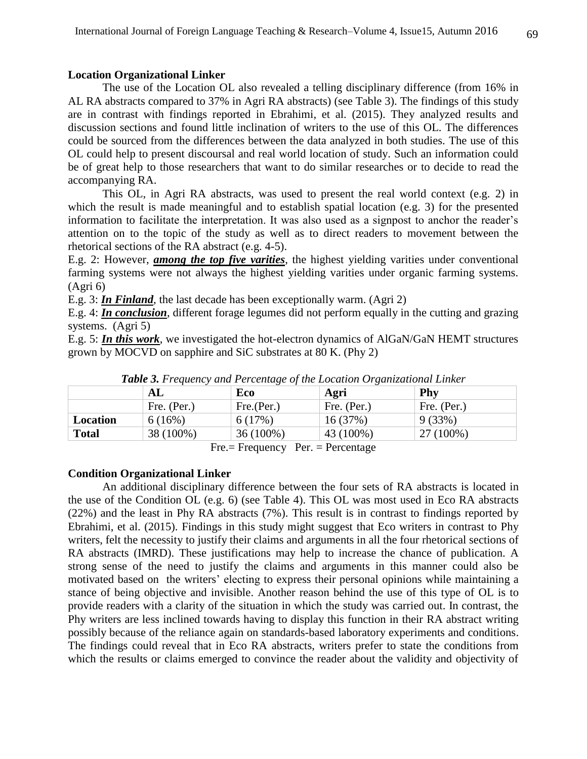**Location Organizational Linker**

The use of the Location OL also revealed a telling disciplinary difference (from 16% in AL RA abstracts compared to 37% in Agri RA abstracts) (see Table 3). The findings of this study are in contrast with findings reported in Ebrahimi, et al. (2015). They analyzed results and discussion sections and found little inclination of writers to the use of this OL. The differences could be sourced from the differences between the data analyzed in both studies. The use of this OL could help to present discoursal and real world location of study. Such an information could be of great help to those researchers that want to do similar researches or to decide to read the accompanying RA.

This OL, in Agri RA abstracts, was used to present the real world context (e.g. 2) in which the result is made meaningful and to establish spatial location (e.g. 3) for the presented information to facilitate the interpretation. It was also used as a signpost to anchor the reader's attention on to the topic of the study as well as to direct readers to movement between the rhetorical sections of the RA abstract (e.g. 4-5).

E.g. 2: However, ***among the top five varities***, the highest yielding varities under conventional farming systems were not always the highest yielding varities under organic farming systems. (Agri 6)

E.g. 3: ***In Finland***, the last decade has been exceptionally warm. (Agri 2)

E.g. 4: ***In conclusion***, different forage legumes did not perform equally in the cutting and grazing systems. (Agri 5)

E.g. 5: ***In this work***, we investigated the hot-electron dynamics of AlGaN/GaN HEMT structures grown by MOCVD on sapphire and SiC substrates at 80 K. (Phy 2)

***Table 3.*** *Frequency and Percentage of the Location Organizational Linker*

| | **AL** | **Eco** | **Agri** | **Phy** |
|---|---|---|---|---|
| | Fre. (Per.) | Fre.(Per.) | Fre. (Per.) | Fre. (Per.) |
| **Location** | 6 (16%) | 6 (17%) | 16 (37%) | 9 (33%) |
| **Total** | 38 (100%) | 36 (100%) | 43 (100%) | 27 (100%) |

Fre.= Frequency Per. = Percentage

**Condition Organizational Linker**

An additional disciplinary difference between the four sets of RA abstracts is located in the use of the Condition OL (e.g. 6) (see Table 4). This OL was most used in Eco RA abstracts (22%) and the least in Phy RA abstracts (7%). This result is in contrast to findings reported by Ebrahimi, et al. (2015). Findings in this study might suggest that Eco writers in contrast to Phy writers, felt the necessity to justify their claims and arguments in all the four rhetorical sections of RA abstracts (IMRD). These justifications may help to increase the chance of publication. A strong sense of the need to justify the claims and arguments in this manner could also be motivated based on the writers' electing to express their personal opinions while maintaining a stance of being objective and invisible. Another reason behind the use of this type of OL is to provide readers with a clarity of the situation in which the study was carried out. In contrast, the Phy writers are less inclined towards having to display this function in their RA abstract writing possibly because of the reliance again on standards-based laboratory experiments and conditions. The findings could reveal that in Eco RA abstracts, writers prefer to state the conditions from which the results or claims emerged to convince the reader about the validity and objectivity of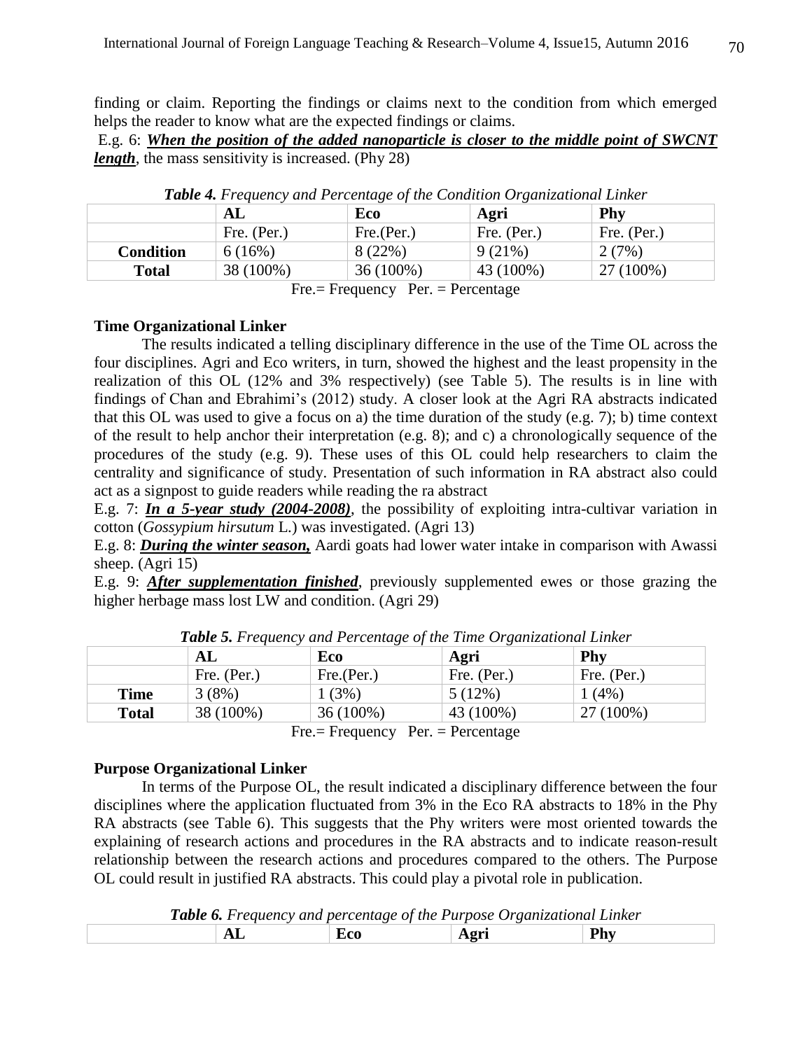finding or claim. Reporting the findings or claims next to the condition from which emerged helps the reader to know what are the expected findings or claims.

E.g. 6: ***When the position of the added nanoparticle is closer to the middle point of SWCNT length***, the mass sensitivity is increased. (Phy 28)

***Table 4.*** *Frequency and Percentage of the Condition Organizational Linker*

| | **AL** | **Eco** | **Agri** | **Phy** |
|---|---|---|---|---|
| | Fre. (Per.) | Fre.(Per.) | Fre. (Per.) | Fre. (Per.) |
| **Condition** | 6 (16%) | 8 (22%) | 9 (21%) | 2 (7%) |
| **Total** | 38 (100%) | 36 (100%) | 43 (100%) | 27 (100%) |

Fre.= Frequency Per. = Percentage

**Time Organizational Linker**

The results indicated a telling disciplinary difference in the use of the Time OL across the four disciplines. Agri and Eco writers, in turn, showed the highest and the least propensity in the realization of this OL (12% and 3% respectively) (see Table 5). The results is in line with findings of Chan and Ebrahimi's (2012) study. A closer look at the Agri RA abstracts indicated that this OL was used to give a focus on a) the time duration of the study (e.g. 7); b) time context of the result to help anchor their interpretation (e.g. 8); and c) a chronologically sequence of the procedures of the study (e.g. 9). These uses of this OL could help researchers to claim the centrality and significance of study. Presentation of such information in RA abstract also could act as a signpost to guide readers while reading the ra abstract

E.g. 7: ***In a 5-year study (2004-2008)***, the possibility of exploiting intra-cultivar variation in cotton (*Gossypium hirsutum* L.) was investigated. (Agri 13)

E.g. 8: ***During the winter season,*** Aardi goats had lower water intake in comparison with Awassi sheep. (Agri 15)

E.g. 9: ***After supplementation finished***, previously supplemented ewes or those grazing the higher herbage mass lost LW and condition. (Agri 29)

***Table 5.*** *Frequency and Percentage of the Time Organizational Linker*

| | **AL** | **Eco** | **Agri** | **Phy** |
|---|---|---|---|---|
| | Fre. (Per.) | Fre.(Per.) | Fre. (Per.) | Fre. (Per.) |
| **Time** | 3 (8%) | 1 (3%) | 5 (12%) | 1 (4%) |
| **Total** | 38 (100%) | 36 (100%) | 43 (100%) | 27 (100%) |

Fre.= Frequency Per. = Percentage

**Purpose Organizational Linker**

In terms of the Purpose OL, the result indicated a disciplinary difference between the four disciplines where the application fluctuated from 3% in the Eco RA abstracts to 18% in the Phy RA abstracts (see Table 6). This suggests that the Phy writers were most oriented towards the explaining of research actions and procedures in the RA abstracts and to indicate reason-result relationship between the research actions and procedures compared to the others. The Purpose OL could result in justified RA abstracts. This could play a pivotal role in publication.

***Table 6.*** *Frequency and percentage of the Purpose Organizational Linker*

| | **AL** | **Eco** | **Agri** | **Phy** |
|---|---|---|---|---|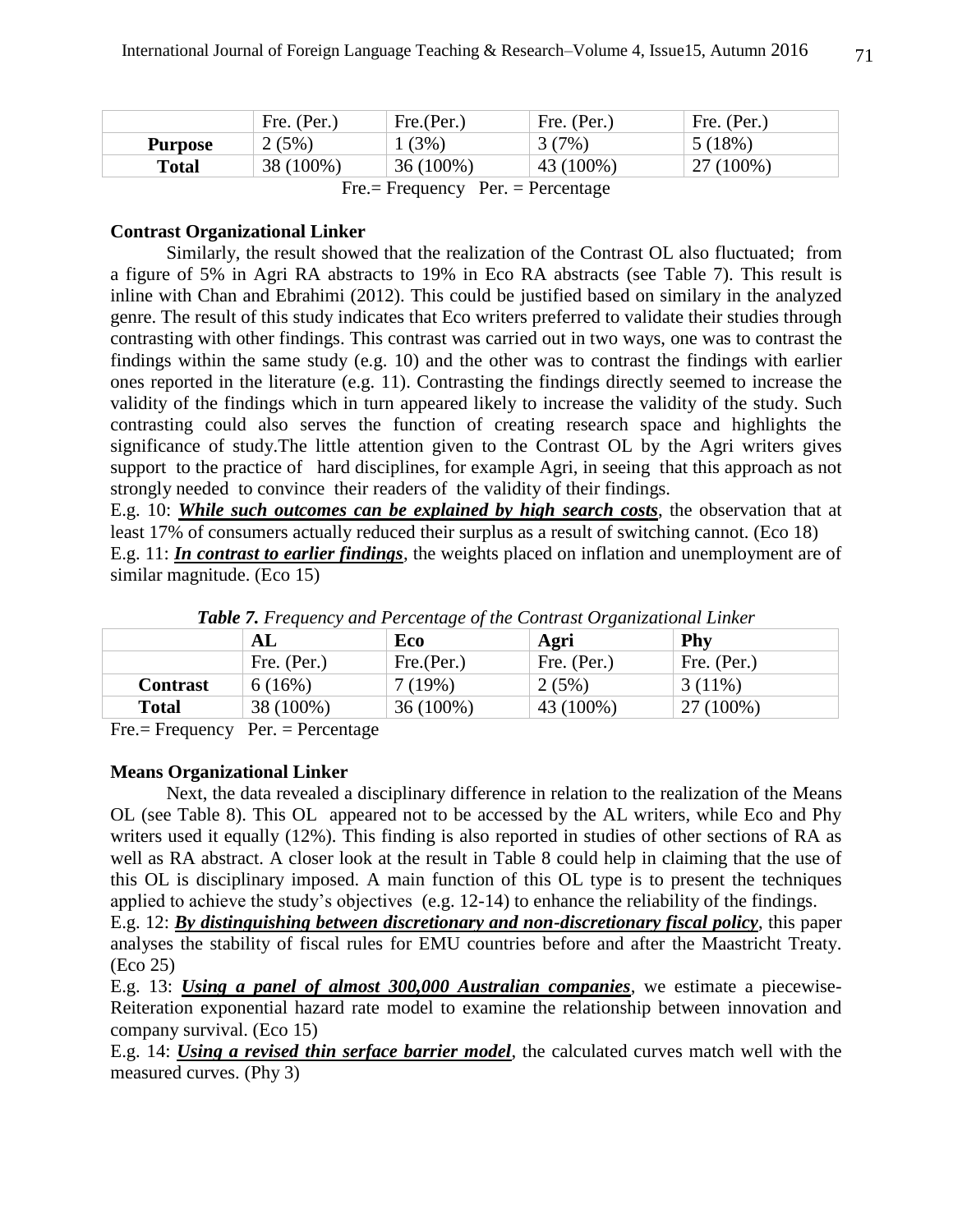| | Fre. (Per.) | Fre.(Per.) | Fre. (Per.) | Fre. (Per.) |
|---|---|---|---|---|
| **Purpose** | 2 (5%) | 1 (3%) | 3 (7%) | 5 (18%) |
| **Total** | 38 (100%) | 36 (100%) | 43 (100%) | 27 (100%) |

Fre.= Frequency Per. = Percentage

**Contrast Organizational Linker**

Similarly, the result showed that the realization of the Contrast OL also fluctuated; from a figure of 5% in Agri RA abstracts to 19% in Eco RA abstracts (see Table 7). This result is inline with Chan and Ebrahimi (2012). This could be justified based on similary in the analyzed genre. The result of this study indicates that Eco writers preferred to validate their studies through contrasting with other findings. This contrast was carried out in two ways, one was to contrast the findings within the same study (e.g. 10) and the other was to contrast the findings with earlier ones reported in the literature (e.g. 11). Contrasting the findings directly seemed to increase the validity of the findings which in turn appeared likely to increase the validity of the study. Such contrasting could also serves the function of creating research space and highlights the significance of study.The little attention given to the Contrast OL by the Agri writers gives support to the practice of hard disciplines, for example Agri, in seeing that this approach as not strongly needed to convince their readers of the validity of their findings.

E.g. 10: ***While such outcomes can be explained by high search costs***, the observation that at least 17% of consumers actually reduced their surplus as a result of switching cannot. (Eco 18)

E.g. 11: ***In contrast to earlier findings***, the weights placed on inflation and unemployment are of similar magnitude. (Eco 15)

***Table 7.*** *Frequency and Percentage of the Contrast Organizational Linker*

| | AL | Eco | Agri | Phy |
|---|---|---|---|---|
| | Fre. (Per.) | Fre.(Per.) | Fre. (Per.) | Fre. (Per.) |
| **Contrast** | 6 (16%) | 7 (19%) | 2 (5%) | 3 (11%) |
| **Total** | 38 (100%) | 36 (100%) | 43 (100%) | 27 (100%) |

Fre.= Frequency Per. = Percentage

**Means Organizational Linker**

Next, the data revealed a disciplinary difference in relation to the realization of the Means OL (see Table 8). This OL appeared not to be accessed by the AL writers, while Eco and Phy writers used it equally (12%). This finding is also reported in studies of other sections of RA as well as RA abstract. A closer look at the result in Table 8 could help in claiming that the use of this OL is disciplinary imposed. A main function of this OL type is to present the techniques applied to achieve the study's objectives (e.g. 12-14) to enhance the reliability of the findings.

E.g. 12: ***By distinguishing between discretionary and non-discretionary fiscal policy***, this paper analyses the stability of fiscal rules for EMU countries before and after the Maastricht Treaty. (Eco 25)

E.g. 13: ***Using a panel of almost 300,000 Australian companies***, we estimate a piecewise-Reiteration exponential hazard rate model to examine the relationship between innovation and company survival. (Eco 15)

E.g. 14: ***Using a revised thin serface barrier model***, the calculated curves match well with the measured curves. (Phy 3)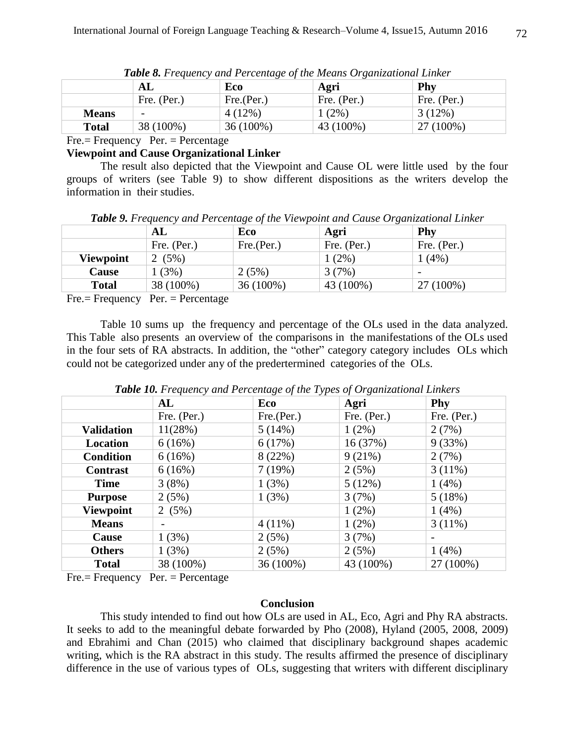***Table 8.*** *Frequency and Percentage of the Means Organizational Linker*

| | **AL** | **Eco** | **Agri** | **Phy** |
|---|---|---|---|---|
| | Fre. (Per.) | Fre.(Per.) | Fre. (Per.) | Fre. (Per.) |
| **Means** | - | 4 (12%) | 1 (2%) | 3 (12%) |
| **Total** | 38 (100%) | 36 (100%) | 43 (100%) | 27 (100%) |

Fre.= Frequency Per. = Percentage

**Viewpoint and Cause Organizational Linker**

The result also depicted that the Viewpoint and Cause OL were little used by the four groups of writers (see Table 9) to show different dispositions as the writers develop the information in their studies.

***Table 9.*** *Frequency and Percentage of the Viewpoint and Cause Organizational Linker*

| | **AL** | **Eco** | **Agri** | **Phy** |
|---|---|---|---|---|
| | Fre. (Per.) | Fre.(Per.) | Fre. (Per.) | Fre. (Per.) |
| **Viewpoint** | 2 (5%) | | 1 (2%) | 1 (4%) |
| **Cause** | 1 (3%) | 2 (5%) | 3 (7%) | - |
| **Total** | 38 (100%) | 36 (100%) | 43 (100%) | 27 (100%) |

Fre.= Frequency Per. = Percentage

Table 10 sums up the frequency and percentage of the OLs used in the data analyzed. This Table also presents an overview of the comparisons in the manifestations of the OLs used in the four sets of RA abstracts. In addition, the "other" category category includes OLs which could not be categorized under any of the predertermined categories of the OLs.

***Table 10.*** *Frequency and Percentage of the Types of Organizational Linkers*

| | **AL** | **Eco** | **Agri** | **Phy** |
|---|---|---|---|---|
| | Fre. (Per.) | Fre.(Per.) | Fre. (Per.) | Fre. (Per.) |
| **Validation** | 11(28%) | 5 (14%) | 1 (2%) | 2 (7%) |
| **Location** | 6 (16%) | 6 (17%) | 16 (37%) | 9 (33%) |
| **Condition** | 6 (16%) | 8 (22%) | 9 (21%) | 2 (7%) |
| **Contrast** | 6 (16%) | 7 (19%) | 2 (5%) | 3 (11%) |
| **Time** | 3 (8%) | 1 (3%) | 5 (12%) | 1 (4%) |
| **Purpose** | 2 (5%) | 1 (3%) | 3 (7%) | 5 (18%) |
| **Viewpoint** | 2 (5%) | | 1 (2%) | 1 (4%) |
| **Means** | - | 4 (11%) | 1 (2%) | 3 (11%) |
| **Cause** | 1 (3%) | 2 (5%) | 3 (7%) | - |
| **Others** | 1 (3%) | 2 (5%) | 2 (5%) | 1 (4%) |
| **Total** | 38 (100%) | 36 (100%) | 43 (100%) | 27 (100%) |

Fre.= Frequency Per. = Percentage

## Conclusion

This study intended to find out how OLs are used in AL, Eco, Agri and Phy RA abstracts. It seeks to add to the meaningful debate forwarded by Pho (2008), Hyland (2005, 2008, 2009) and Ebrahimi and Chan (2015) who claimed that disciplinary background shapes academic writing, which is the RA abstract in this study. The results affirmed the presence of disciplinary difference in the use of various types of OLs, suggesting that writers with different disciplinary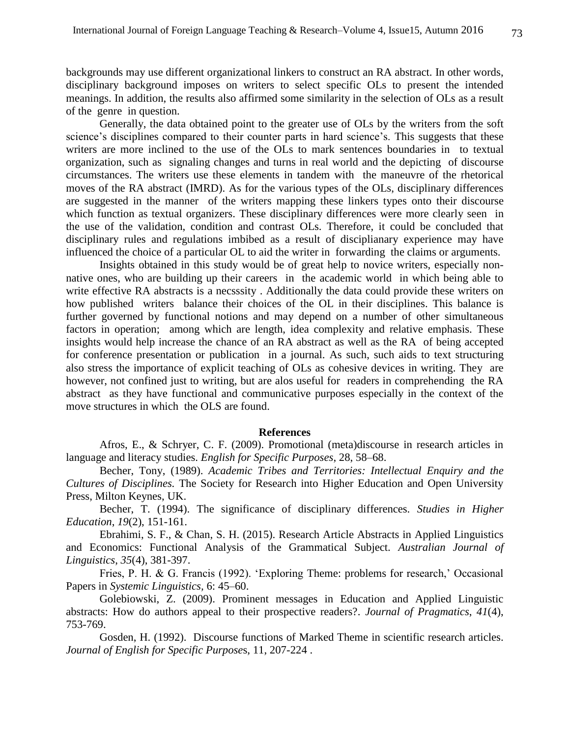backgrounds may use different organizational linkers to construct an RA abstract. In other words, disciplinary background imposes on writers to select specific OLs to present the intended meanings. In addition, the results also affirmed some similarity in the selection of OLs as a result of the genre in question.

Generally, the data obtained point to the greater use of OLs by the writers from the soft science's disciplines compared to their counter parts in hard science's. This suggests that these writers are more inclined to the use of the OLs to mark sentences boundaries in to textual organization, such as signaling changes and turns in real world and the depicting of discourse circumstances. The writers use these elements in tandem with the maneuvre of the rhetorical moves of the RA abstract (IMRD). As for the various types of the OLs, disciplinary differences are suggested in the manner of the writers mapping these linkers types onto their discourse which function as textual organizers. These disciplinary differences were more clearly seen in the use of the validation, condition and contrast OLs. Therefore, it could be concluded that disciplinary rules and regulations imbibed as a result of disciplianary experience may have influenced the choice of a particular OL to aid the writer in forwarding the claims or arguments.

Insights obtained in this study would be of great help to novice writers, especially non-native ones, who are building up their careers in the academic world in which being able to write effective RA abstracts is a necsssity . Additionally the data could provide these writers on how published writers balance their choices of the OL in their disciplines. This balance is further governed by functional notions and may depend on a number of other simultaneous factors in operation; among which are length, idea complexity and relative emphasis. These insights would help increase the chance of an RA abstract as well as the RA of being accepted for conference presentation or publication in a journal. As such, such aids to text structuring also stress the importance of explicit teaching of OLs as cohesive devices in writing. They are however, not confined just to writing, but are alos useful for readers in comprehending the RA abstract as they have functional and communicative purposes especially in the context of the move structures in which the OLS are found.

## References

Afros, E., & Schryer, C. F. (2009). Promotional (meta)discourse in research articles in language and literacy studies. *English for Specific Purposes*, 28, 58–68.

Becher, Tony, (1989). *Academic Tribes and Territories: Intellectual Enquiry and the Cultures of Disciplines.* The Society for Research into Higher Education and Open University Press, Milton Keynes, UK.

Becher, T. (1994). The significance of disciplinary differences. *Studies in Higher Education*, *19*(2), 151-161.

Ebrahimi, S. F., & Chan, S. H. (2015). Research Article Abstracts in Applied Linguistics and Economics: Functional Analysis of the Grammatical Subject. *Australian Journal of Linguistics*, *35*(4), 381-397.

Fries, P. H. & G. Francis (1992). 'Exploring Theme: problems for research,' Occasional Papers in *Systemic Linguistics*, 6: 45–60.

Golebiowski, Z. (2009). Prominent messages in Education and Applied Linguistic abstracts: How do authors appeal to their prospective readers?. *Journal of Pragmatics*, *41*(4), 753-769.

Gosden, H. (1992). Discourse functions of Marked Theme in scientific research articles. *Journal of English for Specific Purpose*s, 11, 207-224 .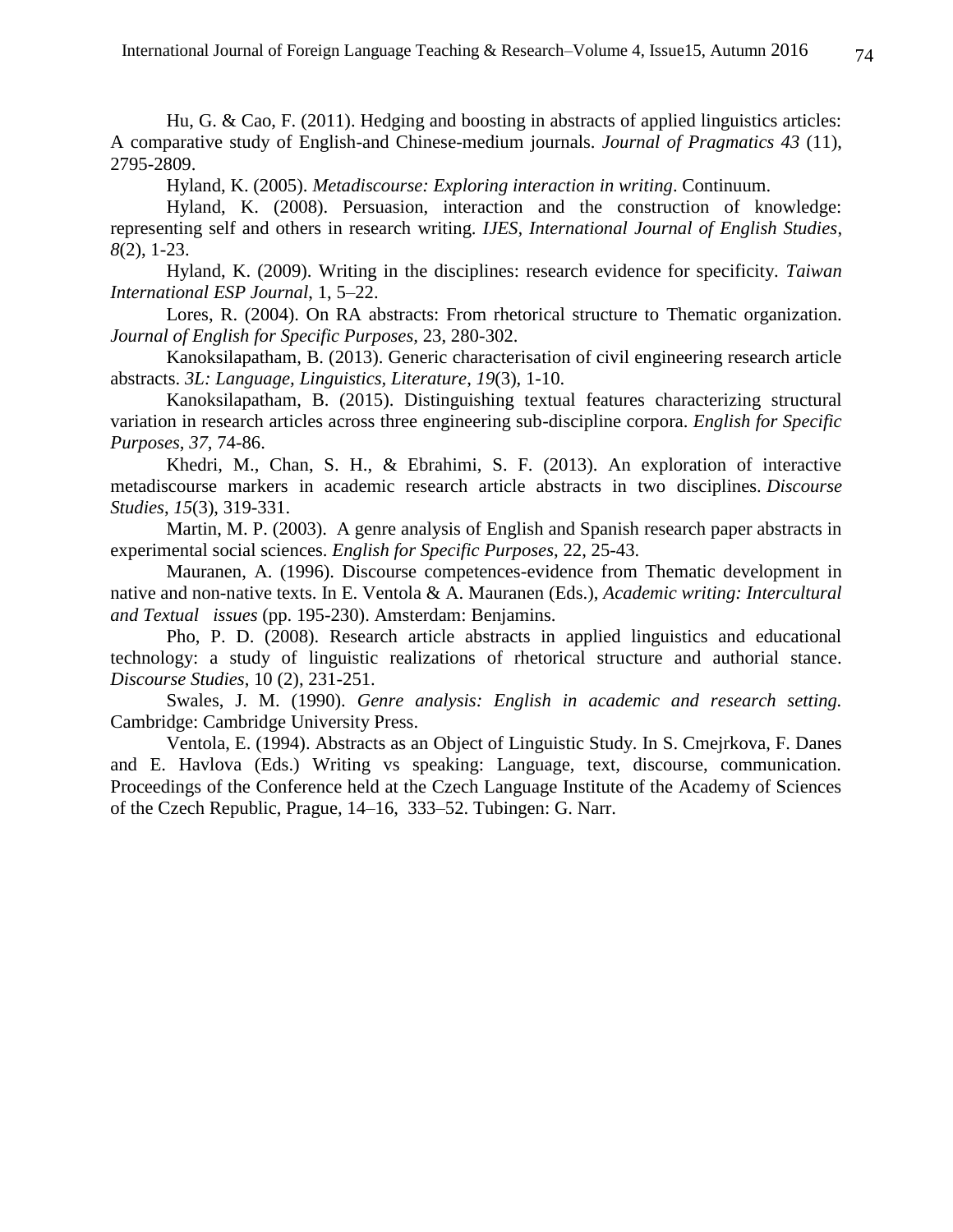Hu, G. & Cao, F. (2011). Hedging and boosting in abstracts of applied linguistics articles: A comparative study of English-and Chinese-medium journals. *Journal of Pragmatics 43* (11), 2795-2809.

Hyland, K. (2005). *Metadiscourse: Exploring interaction in writing*. Continuum.

Hyland, K. (2008). Persuasion, interaction and the construction of knowledge: representing self and others in research writing. *IJES, International Journal of English Studies*, *8*(2), 1-23.

Hyland, K. (2009). Writing in the disciplines: research evidence for specificity. *Taiwan International ESP Journal*, 1, 5–22.

Lores, R. (2004). On RA abstracts: From rhetorical structure to Thematic organization. *Journal of English for Specific Purposes*, 23, 280-302.

Kanoksilapatham, B. (2013). Generic characterisation of civil engineering research article abstracts. *3L: Language, Linguistics, Literature*, *19*(3), 1-10.

Kanoksilapatham, B. (2015). Distinguishing textual features characterizing structural variation in research articles across three engineering sub-discipline corpora. *English for Specific Purposes*, *37*, 74-86.

Khedri, M., Chan, S. H., & Ebrahimi, S. F. (2013). An exploration of interactive metadiscourse markers in academic research article abstracts in two disciplines. *Discourse Studies*, *15*(3), 319-331.

Martin, M. P. (2003). A genre analysis of English and Spanish research paper abstracts in experimental social sciences. *English for Specific Purposes*, 22, 25-43.

Mauranen, A. (1996). Discourse competences-evidence from Thematic development in native and non-native texts. In E. Ventola & A. Mauranen (Eds.), *Academic writing: Intercultural and Textual issues* (pp. 195-230). Amsterdam: Benjamins.

Pho, P. D. (2008). Research article abstracts in applied linguistics and educational technology: a study of linguistic realizations of rhetorical structure and authorial stance. *Discourse Studies*, 10 (2), 231-251.

Swales, J. M. (1990). *Genre analysis: English in academic and research setting.* Cambridge: Cambridge University Press.

Ventola, E. (1994). Abstracts as an Object of Linguistic Study. In S. Cmejrkova, F. Danes and E. Havlova (Eds.) Writing vs speaking: Language, text, discourse, communication. Proceedings of the Conference held at the Czech Language Institute of the Academy of Sciences of the Czech Republic, Prague, 14–16, 333–52. Tubingen: G. Narr.